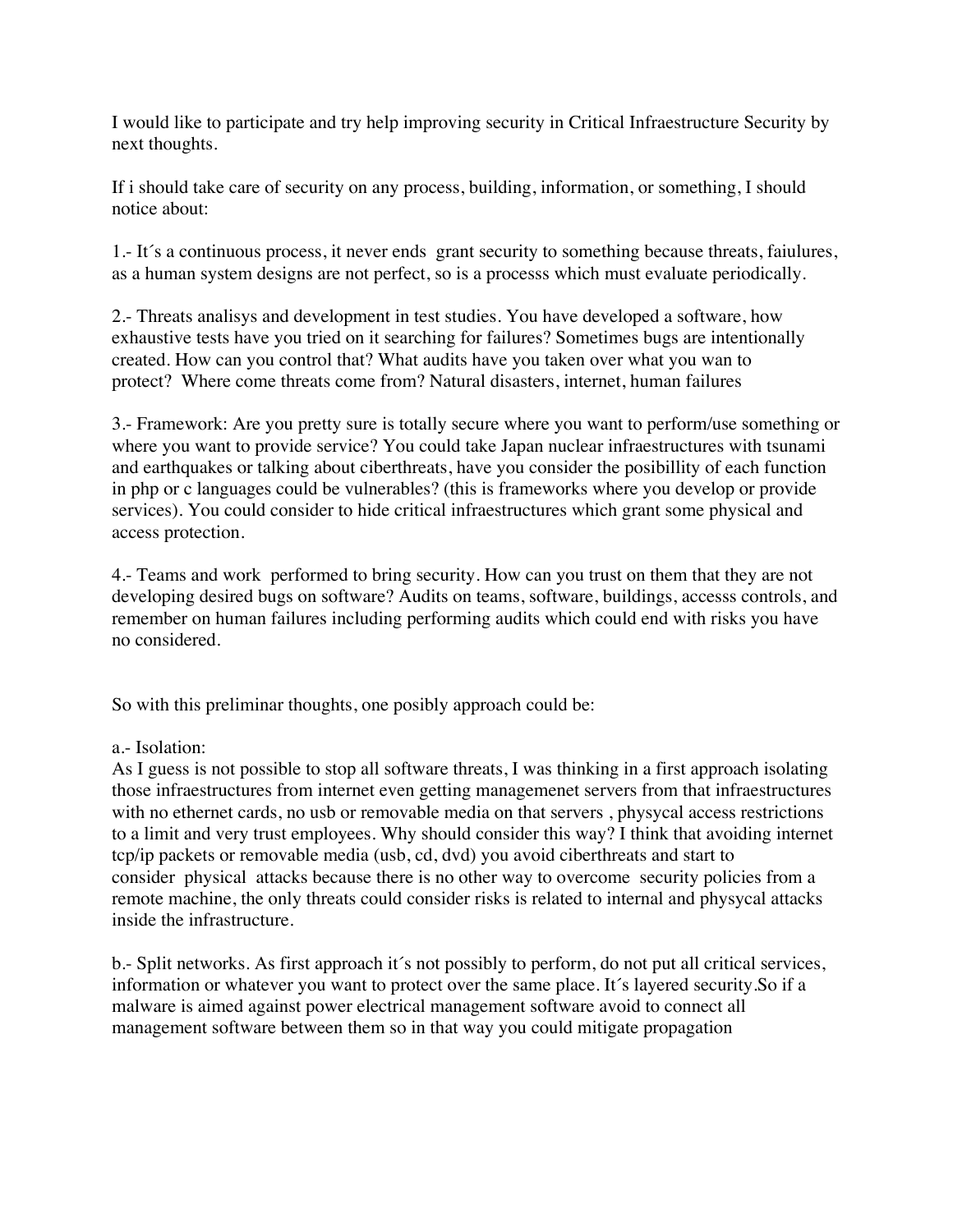I would like to participate and try help improving security in Critical Infraestructure Security by next thoughts.

If i should take care of security on any process, building, information, or something, I should notice about:

1.- It´s a continuous process, it never ends grant security to something because threats, faiulures, as a human system designs are not perfect, so is a processs which must evaluate periodically.

2.- Threats analisys and development in test studies. You have developed a software, how exhaustive tests have you tried on it searching for failures? Sometimes bugs are intentionally created. How can you control that? What audits have you taken over what you wan to protect? Where come threats come from? Natural disasters, internet, human failures

3.- Framework: Are you pretty sure is totally secure where you want to perform/use something or where you want to provide service? You could take Japan nuclear infraestructures with tsunami and earthquakes or talking about ciberthreats, have you consider the posibillity of each function in php or c languages could be vulnerables? (this is frameworks where you develop or provide services). You could consider to hide critical infraestructures which grant some physical and access protection.

4.- Teams and work performed to bring security. How can you trust on them that they are not developing desired bugs on software? Audits on teams, software, buildings, accesss controls, and remember on human failures including performing audits which could end with risks you have no considered.

So with this preliminar thoughts, one posibly approach could be:

a.- Isolation:
As I guess is not possible to stop all software threats, I was thinking in a first approach isolating those infraestructures from internet even getting managemenet servers from that infraestructures with no ethernet cards, no usb or removable media on that servers , physycal access restrictions to a limit and very trust employees. Why should consider this way? I think that avoiding internet tcp/ip packets or removable media (usb, cd, dvd) you avoid ciberthreats and start to consider physical attacks because there is no other way to overcome security policies from a remote machine, the only threats could consider risks is related to internal and physycal attacks inside the infrastructure.

b.- Split networks. As first approach it´s not possibly to perform, do not put all critical services, information or whatever you want to protect over the same place. It´s layered security.So if a malware is aimed against power electrical management software avoid to connect all management software between them so in that way you could mitigate propagation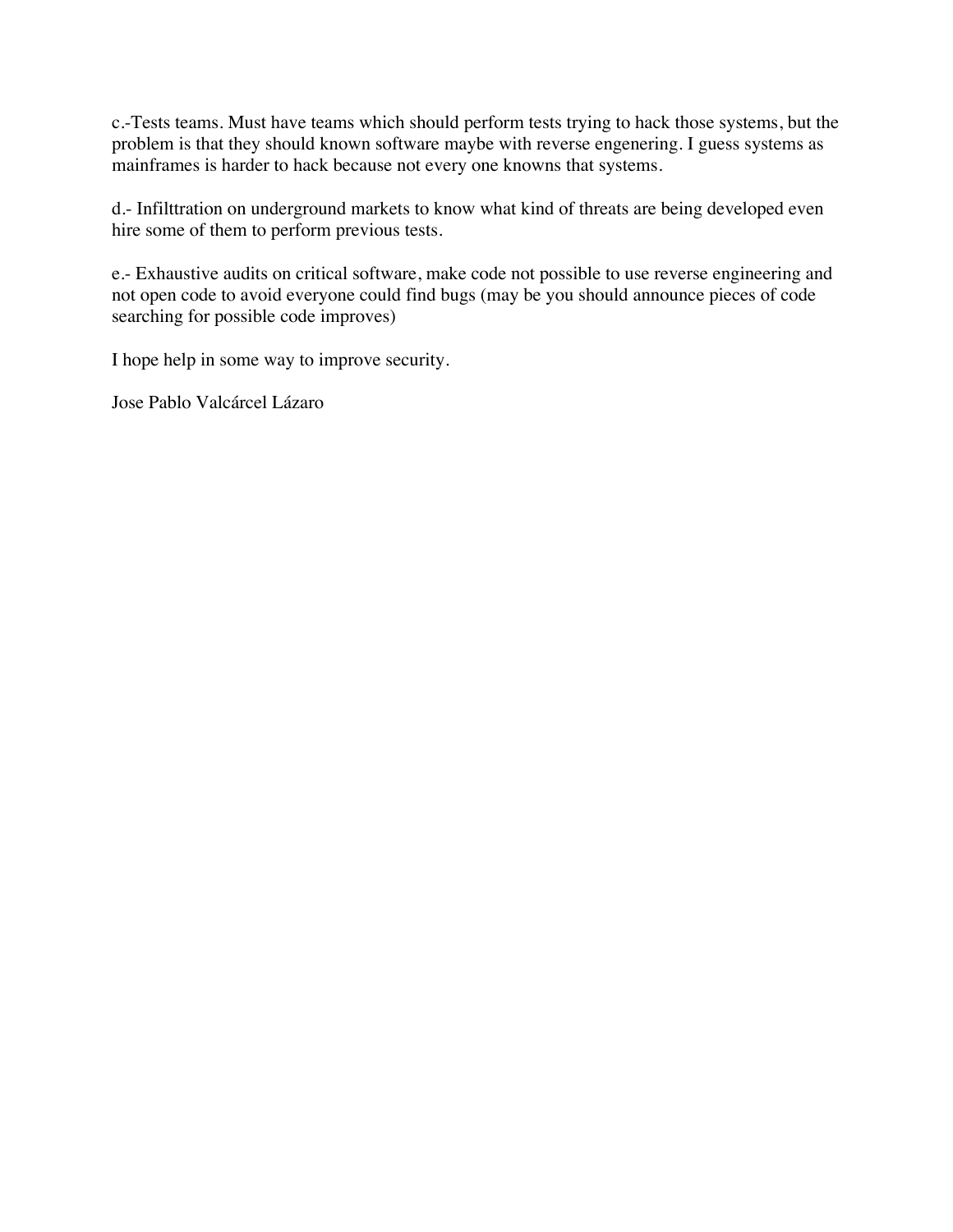c.-Tests teams. Must have teams which should perform tests trying to hack those systems, but the problem is that they should known software maybe with reverse engenering. I guess systems as mainframes is harder to hack because not every one knowns that systems.

d.- Infilttration on underground markets to know what kind of threats are being developed even hire some of them to perform previous tests.

e.- Exhaustive audits on critical software, make code not possible to use reverse engineering and not open code to avoid everyone could find bugs (may be you should announce pieces of code searching for possible code improves)

I hope help in some way to improve security.

Jose Pablo Valcárcel Lázaro